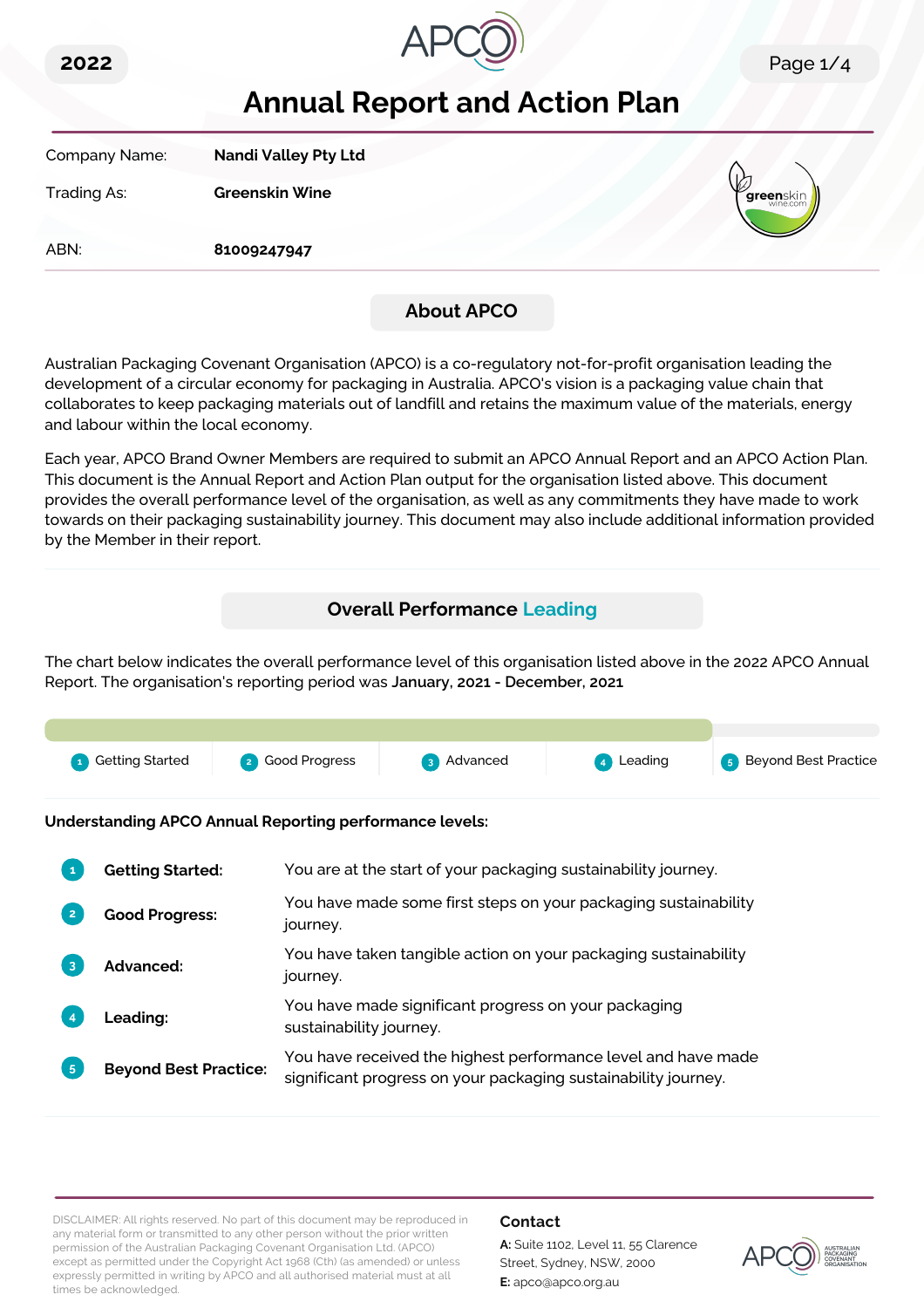2022

# Annual Report and Action Plan

| | |
|---|---|
| Company Name: | **Nandi Valley Pty Ltd** |
| Trading As: | **Greenskin Wine** |
| ABN: | **81009247947** |

## About APCO

Australian Packaging Covenant Organisation (APCO) is a co-regulatory not-for-profit organisation leading the development of a circular economy for packaging in Australia. APCO's vision is a packaging value chain that collaborates to keep packaging materials out of landfill and retains the maximum value of the materials, energy and labour within the local economy.

Each year, APCO Brand Owner Members are required to submit an APCO Annual Report and an APCO Action Plan. This document is the Annual Report and Action Plan output for the organisation listed above. This document provides the overall performance level of the organisation, as well as any commitments they have made to work towards on their packaging sustainability journey. This document may also include additional information provided by the Member in their report.

## Overall Performance Leading

The chart below indicates the overall performance level of this organisation listed above in the 2022 APCO Annual Report. The organisation's reporting period was **January, 2021 - December, 2021**

1 Getting Started | 2 Good Progress | 3 Advanced | 4 Leading | 5 Beyond Best Practice

**Understanding APCO Annual Reporting performance levels:**

| | | |
|---|---|---|
| 1 | **Getting Started:** | You are at the start of your packaging sustainability journey. |
| 2 | **Good Progress:** | You have made some first steps on your packaging sustainability journey. |
| 3 | **Advanced:** | You have taken tangible action on your packaging sustainability journey. |
| 4 | **Leading:** | You have made significant progress on your packaging sustainability journey. |
| 5 | **Beyond Best Practice:** | You have received the highest performance level and have made significant progress on your packaging sustainability journey. |

DISCLAIMER: All rights reserved. No part of this document may be reproduced in any material form or transmitted to any other person without the prior written permission of the Australian Packaging Covenant Organisation Ltd. (APCO) except as permitted under the Copyright Act 1968 (Cth) (as amended) or unless expressly permitted in writing by APCO and all authorised material must at all times be acknowledged.

**Contact**

**A:** Suite 1102, Level 11, 55 Clarence Street, Sydney, NSW, 2000

**E:** apco@apco.org.au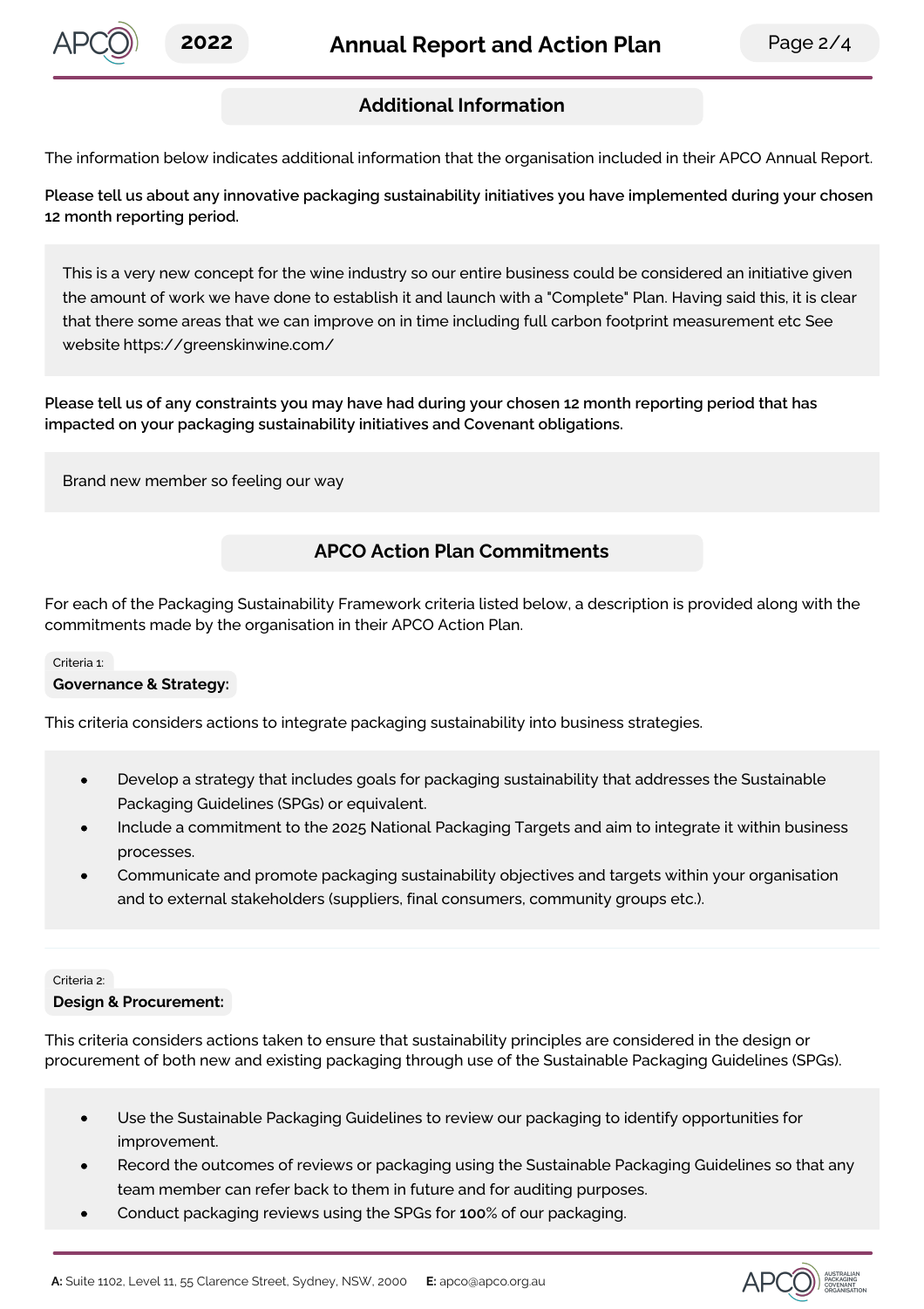## Additional Information

The information below indicates additional information that the organisation included in their APCO Annual Report.

**Please tell us about any innovative packaging sustainability initiatives you have implemented during your chosen 12 month reporting period.**

This is a very new concept for the wine industry so our entire business could be considered an initiative given the amount of work we have done to establish it and launch with a "Complete" Plan. Having said this, it is clear that there some areas that we can improve on in time including full carbon footprint measurement etc See website https://greenskinwine.com/

**Please tell us of any constraints you may have had during your chosen 12 month reporting period that has impacted on your packaging sustainability initiatives and Covenant obligations.**

Brand new member so feeling our way

## APCO Action Plan Commitments

For each of the Packaging Sustainability Framework criteria listed below, a description is provided along with the commitments made by the organisation in their APCO Action Plan.

Criteria 1:

**Governance & Strategy:**

This criteria considers actions to integrate packaging sustainability into business strategies.

- Develop a strategy that includes goals for packaging sustainability that addresses the Sustainable Packaging Guidelines (SPGs) or equivalent.
- Include a commitment to the 2025 National Packaging Targets and aim to integrate it within business processes.
- Communicate and promote packaging sustainability objectives and targets within your organisation and to external stakeholders (suppliers, final consumers, community groups etc.).

Criteria 2:

**Design & Procurement:**

This criteria considers actions taken to ensure that sustainability principles are considered in the design or procurement of both new and existing packaging through use of the Sustainable Packaging Guidelines (SPGs).

- Use the Sustainable Packaging Guidelines to review our packaging to identify opportunities for improvement.
- Record the outcomes of reviews or packaging using the Sustainable Packaging Guidelines so that any team member can refer back to them in future and for auditing purposes.
- Conduct packaging reviews using the SPGs for **100**% of our packaging.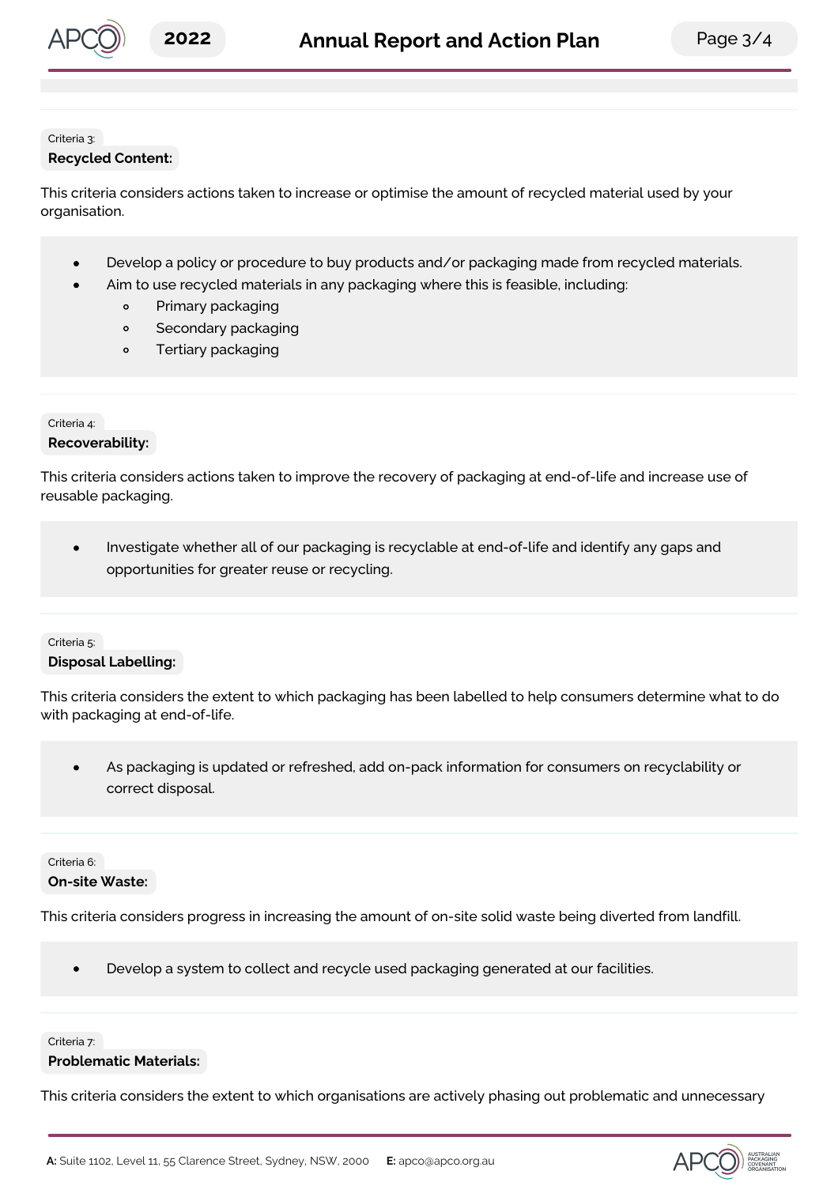Criteria 3:

**Recycled Content:**

This criteria considers actions taken to increase or optimise the amount of recycled material used by your organisation.

- Develop a policy or procedure to buy products and/or packaging made from recycled materials.
- Aim to use recycled materials in any packaging where this is feasible, including:
  - Primary packaging
  - Secondary packaging
  - Tertiary packaging

Criteria 4:

**Recoverability:**

This criteria considers actions taken to improve the recovery of packaging at end-of-life and increase use of reusable packaging.

- Investigate whether all of our packaging is recyclable at end-of-life and identify any gaps and opportunities for greater reuse or recycling.

Criteria 5:

**Disposal Labelling:**

This criteria considers the extent to which packaging has been labelled to help consumers determine what to do with packaging at end-of-life.

- As packaging is updated or refreshed, add on-pack information for consumers on recyclability or correct disposal.

Criteria 6:

**On-site Waste:**

This criteria considers progress in increasing the amount of on-site solid waste being diverted from landfill.

- Develop a system to collect and recycle used packaging generated at our facilities.

Criteria 7:

**Problematic Materials:**

This criteria considers the extent to which organisations are actively phasing out problematic and unnecessary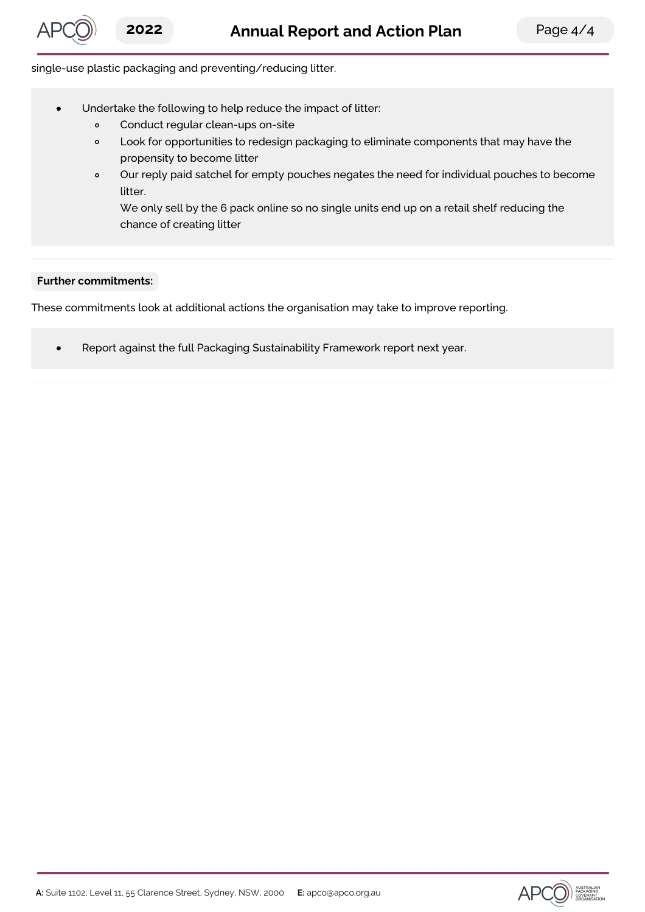single-use plastic packaging and preventing/reducing litter.

- Undertake the following to help reduce the impact of litter:
  - Conduct regular clean-ups on-site
  - Look for opportunities to redesign packaging to eliminate components that may have the propensity to become litter
  - Our reply paid satchel for empty pouches negates the need for individual pouches to become litter.
    We only sell by the 6 pack online so no single units end up on a retail shelf reducing the chance of creating litter

**Further commitments:**

These commitments look at additional actions the organisation may take to improve reporting.

- Report against the full Packaging Sustainability Framework report next year.